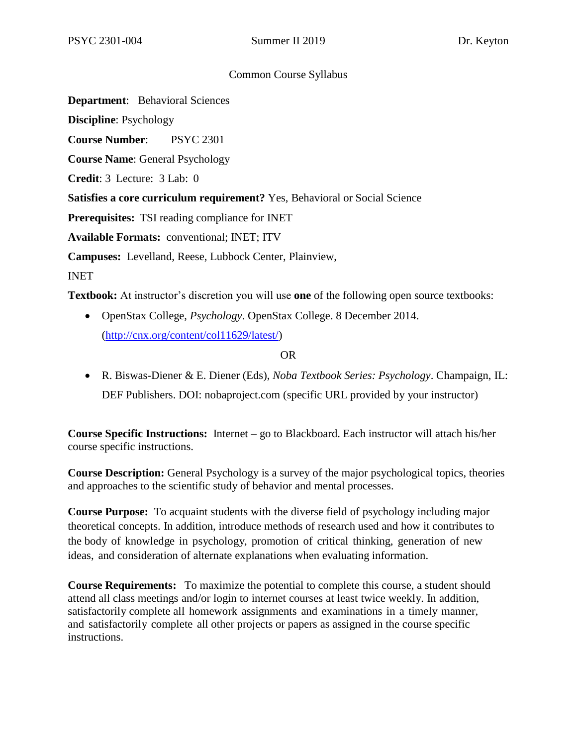PSYC 2301-004 Summer II 2019 Dr. Keyton

Common Course Syllabus

**Department**: Behavioral Sciences

**Discipline**: Psychology

**Course Number**: PSYC 2301

**Course Name**: General Psychology

**Credit**: 3 Lecture: 3 Lab: 0

**Satisfies a core curriculum requirement?** Yes, Behavioral or Social Science

**Prerequisites:** TSI reading compliance for INET

**Available Formats:** conventional; INET; ITV

**Campuses:** Levelland, Reese, Lubbock Center, Plainview,

INET

**Textbook:** At instructor's discretion you will use **one** of the following open source textbooks:

- OpenStax College, *Psychology*. OpenStax College. 8 December 2014. ([http://cnx.org/content/col11629/latest/](http://cnx.org/content/col11629/latest/))

  OR

- R. Biswas-Diener & E. Diener (Eds), *Noba Textbook Series: Psychology*. Champaign, IL: DEF Publishers. DOI: nobaproject.com (specific URL provided by your instructor)

**Course Specific Instructions:** Internet – go to Blackboard. Each instructor will attach his/her course specific instructions.

**Course Description:** General Psychology is a survey of the major psychological topics, theories and approaches to the scientific study of behavior and mental processes.

**Course Purpose:** To acquaint students with the diverse field of psychology including major theoretical concepts. In addition, introduce methods of research used and how it contributes to the body of knowledge in psychology, promotion of critical thinking, generation of new ideas, and consideration of alternate explanations when evaluating information.

**Course Requirements:** To maximize the potential to complete this course, a student should attend all class meetings and/or login to internet courses at least twice weekly. In addition, satisfactorily complete all homework assignments and examinations in a timely manner, and satisfactorily complete all other projects or papers as assigned in the course specific instructions.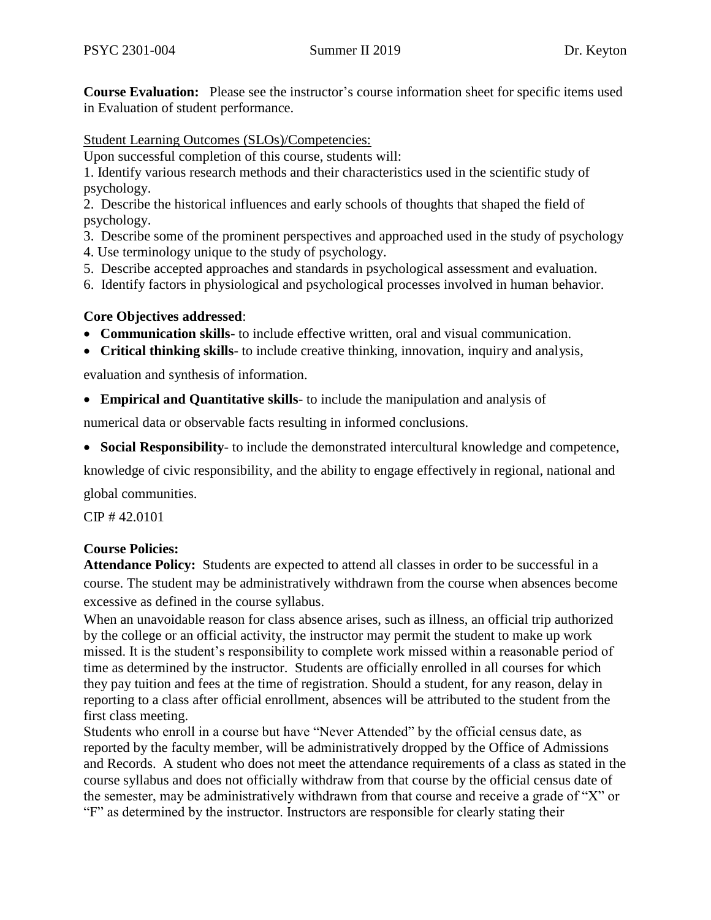**Course Evaluation:** Please see the instructor's course information sheet for specific items used in Evaluation of student performance.

Student Learning Outcomes (SLOs)/Competencies:

Upon successful completion of this course, students will:

1. Identify various research methods and their characteristics used in the scientific study of psychology.
2. Describe the historical influences and early schools of thoughts that shaped the field of psychology.
3. Describe some of the prominent perspectives and approached used in the study of psychology
4. Use terminology unique to the study of psychology.
5. Describe accepted approaches and standards in psychological assessment and evaluation.
6. Identify factors in physiological and psychological processes involved in human behavior.

**Core Objectives addressed**:

- **Communication skills**- to include effective written, oral and visual communication.
- **Critical thinking skills**- to include creative thinking, innovation, inquiry and analysis, evaluation and synthesis of information.
- **Empirical and Quantitative skills**- to include the manipulation and analysis of numerical data or observable facts resulting in informed conclusions.
- **Social Responsibility**- to include the demonstrated intercultural knowledge and competence, knowledge of civic responsibility, and the ability to engage effectively in regional, national and global communities.

CIP # 42.0101

**Course Policies:**

**Attendance Policy:** Students are expected to attend all classes in order to be successful in a course. The student may be administratively withdrawn from the course when absences become excessive as defined in the course syllabus.

When an unavoidable reason for class absence arises, such as illness, an official trip authorized by the college or an official activity, the instructor may permit the student to make up work missed. It is the student's responsibility to complete work missed within a reasonable period of time as determined by the instructor. Students are officially enrolled in all courses for which they pay tuition and fees at the time of registration. Should a student, for any reason, delay in reporting to a class after official enrollment, absences will be attributed to the student from the first class meeting.

Students who enroll in a course but have "Never Attended" by the official census date, as reported by the faculty member, will be administratively dropped by the Office of Admissions and Records. A student who does not meet the attendance requirements of a class as stated in the course syllabus and does not officially withdraw from that course by the official census date of the semester, may be administratively withdrawn from that course and receive a grade of "X" or "F" as determined by the instructor. Instructors are responsible for clearly stating their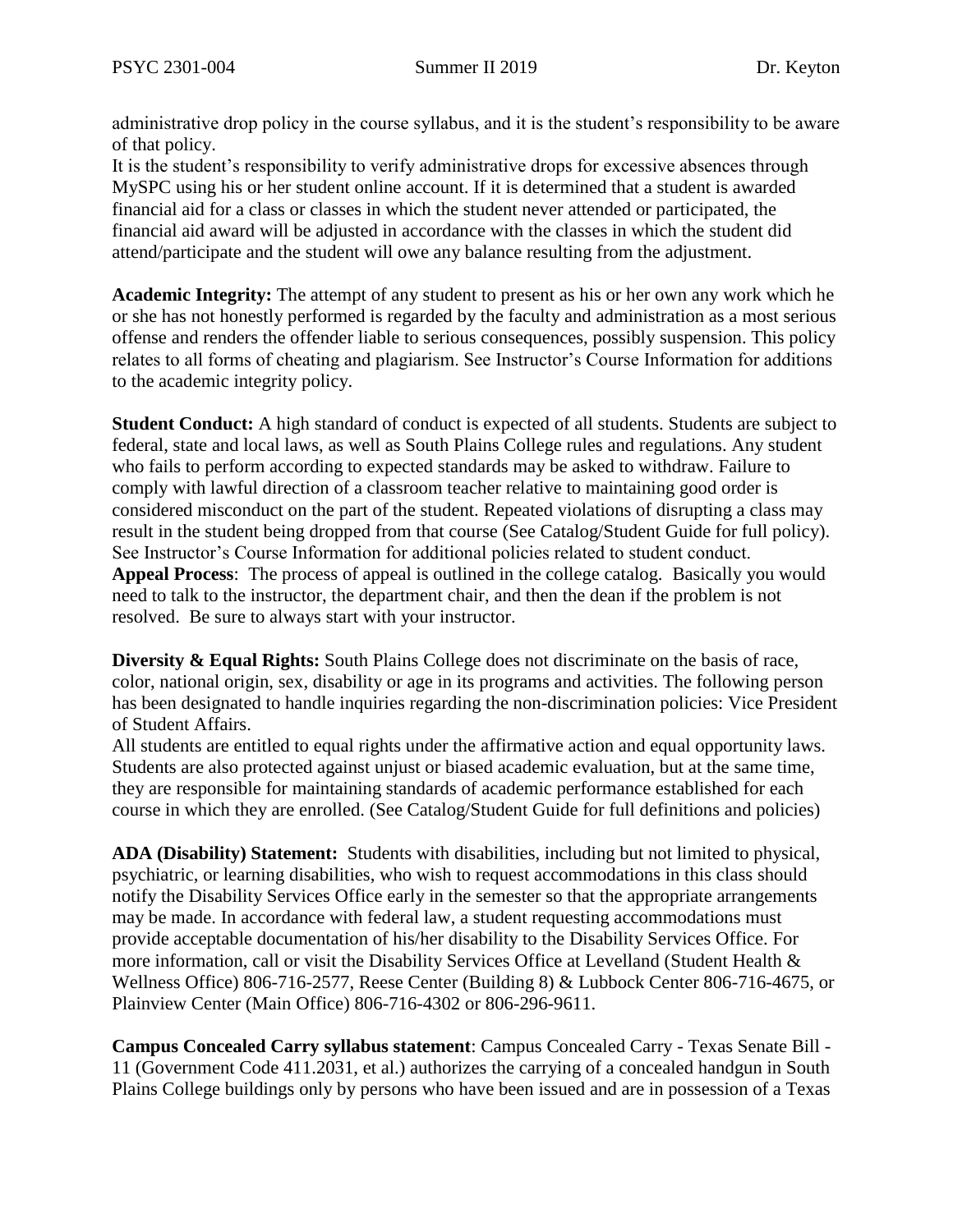administrative drop policy in the course syllabus, and it is the student's responsibility to be aware of that policy.

It is the student's responsibility to verify administrative drops for excessive absences through MySPC using his or her student online account. If it is determined that a student is awarded financial aid for a class or classes in which the student never attended or participated, the financial aid award will be adjusted in accordance with the classes in which the student did attend/participate and the student will owe any balance resulting from the adjustment.

**Academic Integrity:** The attempt of any student to present as his or her own any work which he or she has not honestly performed is regarded by the faculty and administration as a most serious offense and renders the offender liable to serious consequences, possibly suspension. This policy relates to all forms of cheating and plagiarism. See Instructor's Course Information for additions to the academic integrity policy.

**Student Conduct:** A high standard of conduct is expected of all students. Students are subject to federal, state and local laws, as well as South Plains College rules and regulations. Any student who fails to perform according to expected standards may be asked to withdraw. Failure to comply with lawful direction of a classroom teacher relative to maintaining good order is considered misconduct on the part of the student. Repeated violations of disrupting a class may result in the student being dropped from that course (See Catalog/Student Guide for full policy). See Instructor's Course Information for additional policies related to student conduct.

**Appeal Process**: The process of appeal is outlined in the college catalog. Basically you would need to talk to the instructor, the department chair, and then the dean if the problem is not resolved. Be sure to always start with your instructor.

**Diversity & Equal Rights:** South Plains College does not discriminate on the basis of race, color, national origin, sex, disability or age in its programs and activities. The following person has been designated to handle inquiries regarding the non-discrimination policies: Vice President of Student Affairs.

All students are entitled to equal rights under the affirmative action and equal opportunity laws. Students are also protected against unjust or biased academic evaluation, but at the same time, they are responsible for maintaining standards of academic performance established for each course in which they are enrolled. (See Catalog/Student Guide for full definitions and policies)

**ADA (Disability) Statement:** Students with disabilities, including but not limited to physical, psychiatric, or learning disabilities, who wish to request accommodations in this class should notify the Disability Services Office early in the semester so that the appropriate arrangements may be made. In accordance with federal law, a student requesting accommodations must provide acceptable documentation of his/her disability to the Disability Services Office. For more information, call or visit the Disability Services Office at Levelland (Student Health & Wellness Office) 806-716-2577, Reese Center (Building 8) & Lubbock Center 806-716-4675, or Plainview Center (Main Office) 806-716-4302 or 806-296-9611.

**Campus Concealed Carry syllabus statement**: Campus Concealed Carry - Texas Senate Bill - 11 (Government Code 411.2031, et al.) authorizes the carrying of a concealed handgun in South Plains College buildings only by persons who have been issued and are in possession of a Texas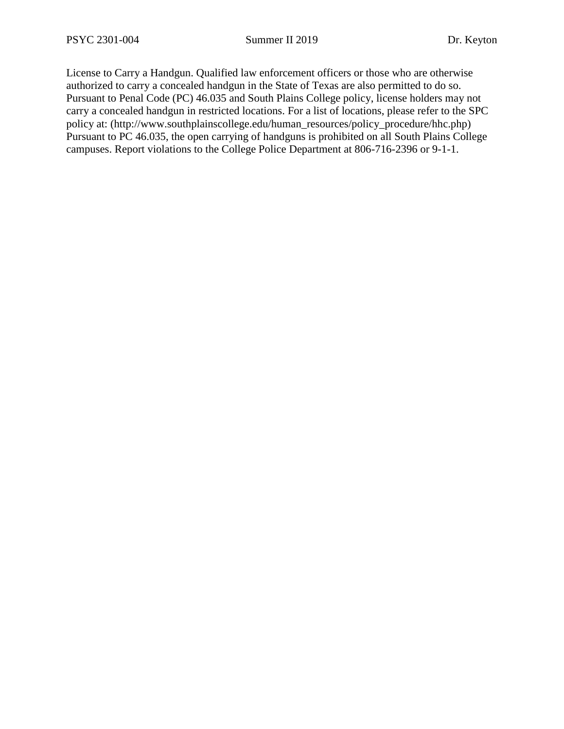License to Carry a Handgun. Qualified law enforcement officers or those who are otherwise authorized to carry a concealed handgun in the State of Texas are also permitted to do so. Pursuant to Penal Code (PC) 46.035 and South Plains College policy, license holders may not carry a concealed handgun in restricted locations. For a list of locations, please refer to the SPC policy at: (http://www.southplainscollege.edu/human_resources/policy_procedure/hhc.php) Pursuant to PC 46.035, the open carrying of handguns is prohibited on all South Plains College campuses. Report violations to the College Police Department at 806-716-2396 or 9-1-1.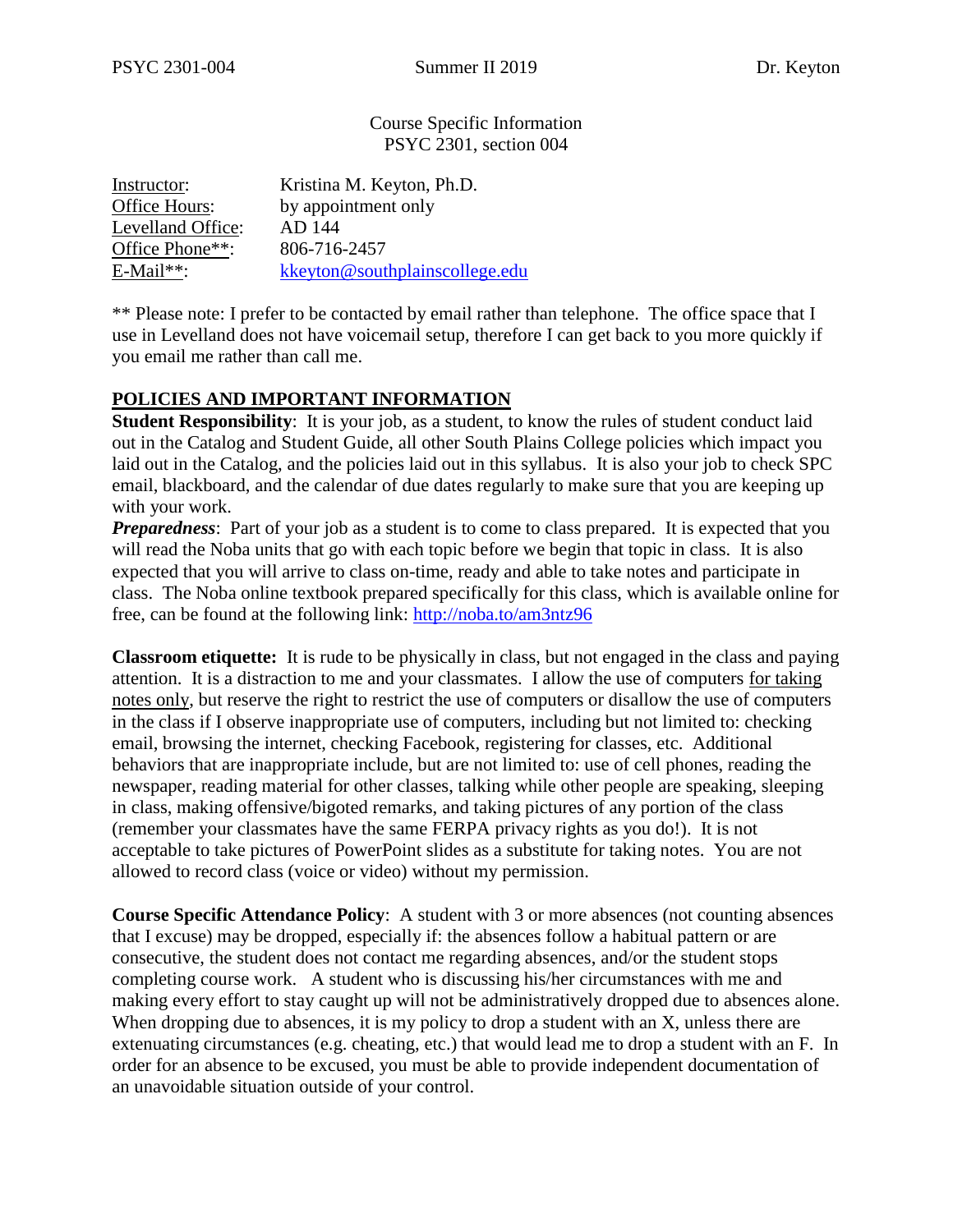Course Specific Information
PSYC 2301, section 004

| Instructor: | Kristina M. Keyton, Ph.D. |
|---|---|
| Office Hours: | by appointment only |
| Levelland Office: | AD 144 |
| Office Phone**: | 806-716-2457 |
| E-Mail**: | kkeyton@southplainscollege.edu |

** Please note: I prefer to be contacted by email rather than telephone. The office space that I use in Levelland does not have voicemail setup, therefore I can get back to you more quickly if you email me rather than call me.

## POLICIES AND IMPORTANT INFORMATION

**Student Responsibility**: It is your job, as a student, to know the rules of student conduct laid out in the Catalog and Student Guide, all other South Plains College policies which impact you laid out in the Catalog, and the policies laid out in this syllabus. It is also your job to check SPC email, blackboard, and the calendar of due dates regularly to make sure that you are keeping up with your work.

***Preparedness***: Part of your job as a student is to come to class prepared. It is expected that you will read the Noba units that go with each topic before we begin that topic in class. It is also expected that you will arrive to class on-time, ready and able to take notes and participate in class. The Noba online textbook prepared specifically for this class, which is available online for free, can be found at the following link: http://noba.to/am3ntz96

**Classroom etiquette:** It is rude to be physically in class, but not engaged in the class and paying attention. It is a distraction to me and your classmates. I allow the use of computers for taking notes only, but reserve the right to restrict the use of computers or disallow the use of computers in the class if I observe inappropriate use of computers, including but not limited to: checking email, browsing the internet, checking Facebook, registering for classes, etc. Additional behaviors that are inappropriate include, but are not limited to: use of cell phones, reading the newspaper, reading material for other classes, talking while other people are speaking, sleeping in class, making offensive/bigoted remarks, and taking pictures of any portion of the class (remember your classmates have the same FERPA privacy rights as you do!). It is not acceptable to take pictures of PowerPoint slides as a substitute for taking notes. You are not allowed to record class (voice or video) without my permission.

**Course Specific Attendance Policy**: A student with 3 or more absences (not counting absences that I excuse) may be dropped, especially if: the absences follow a habitual pattern or are consecutive, the student does not contact me regarding absences, and/or the student stops completing course work. A student who is discussing his/her circumstances with me and making every effort to stay caught up will not be administratively dropped due to absences alone. When dropping due to absences, it is my policy to drop a student with an X, unless there are extenuating circumstances (e.g. cheating, etc.) that would lead me to drop a student with an F. In order for an absence to be excused, you must be able to provide independent documentation of an unavoidable situation outside of your control.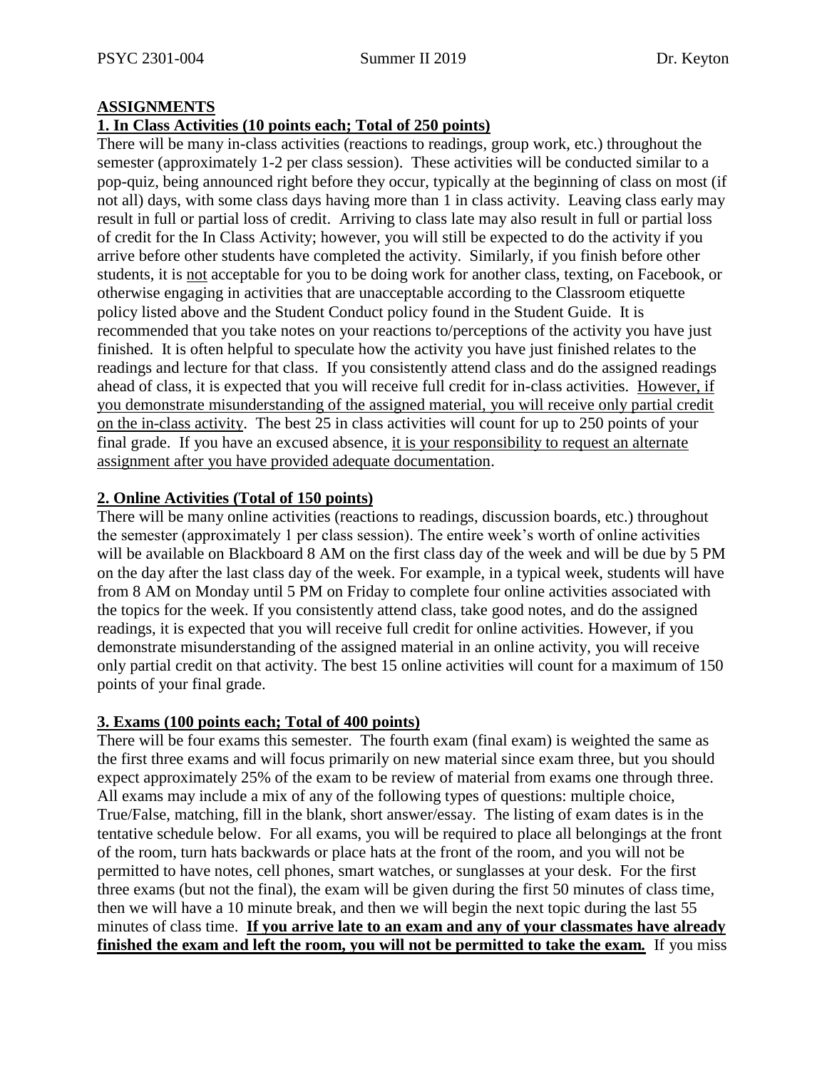## ASSIGNMENTS

### 1. In Class Activities (10 points each; Total of 250 points)

There will be many in-class activities (reactions to readings, group work, etc.) throughout the semester (approximately 1-2 per class session). These activities will be conducted similar to a pop-quiz, being announced right before they occur, typically at the beginning of class on most (if not all) days, with some class days having more than 1 in class activity. Leaving class early may result in full or partial loss of credit. Arriving to class late may also result in full or partial loss of credit for the In Class Activity; however, you will still be expected to do the activity if you arrive before other students have completed the activity. Similarly, if you finish before other students, it is not acceptable for you to be doing work for another class, texting, on Facebook, or otherwise engaging in activities that are unacceptable according to the Classroom etiquette policy listed above and the Student Conduct policy found in the Student Guide. It is recommended that you take notes on your reactions to/perceptions of the activity you have just finished. It is often helpful to speculate how the activity you have just finished relates to the readings and lecture for that class. If you consistently attend class and do the assigned readings ahead of class, it is expected that you will receive full credit for in-class activities. However, if you demonstrate misunderstanding of the assigned material, you will receive only partial credit on the in-class activity. The best 25 in class activities will count for up to 250 points of your final grade. If you have an excused absence, it is your responsibility to request an alternate assignment after you have provided adequate documentation.

### 2. Online Activities (Total of 150 points)

There will be many online activities (reactions to readings, discussion boards, etc.) throughout the semester (approximately 1 per class session). The entire week's worth of online activities will be available on Blackboard 8 AM on the first class day of the week and will be due by 5 PM on the day after the last class day of the week. For example, in a typical week, students will have from 8 AM on Monday until 5 PM on Friday to complete four online activities associated with the topics for the week. If you consistently attend class, take good notes, and do the assigned readings, it is expected that you will receive full credit for online activities. However, if you demonstrate misunderstanding of the assigned material in an online activity, you will receive only partial credit on that activity. The best 15 online activities will count for a maximum of 150 points of your final grade.

### 3. Exams (100 points each; Total of 400 points)

There will be four exams this semester. The fourth exam (final exam) is weighted the same as the first three exams and will focus primarily on new material since exam three, but you should expect approximately 25% of the exam to be review of material from exams one through three. All exams may include a mix of any of the following types of questions: multiple choice, True/False, matching, fill in the blank, short answer/essay. The listing of exam dates is in the tentative schedule below. For all exams, you will be required to place all belongings at the front of the room, turn hats backwards or place hats at the front of the room, and you will not be permitted to have notes, cell phones, smart watches, or sunglasses at your desk. For the first three exams (but not the final), the exam will be given during the first 50 minutes of class time, then we will have a 10 minute break, and then we will begin the next topic during the last 55 minutes of class time. **If you arrive late to an exam and any of your classmates have already finished the exam and left the room, you will not be permitted to take the exam.** If you miss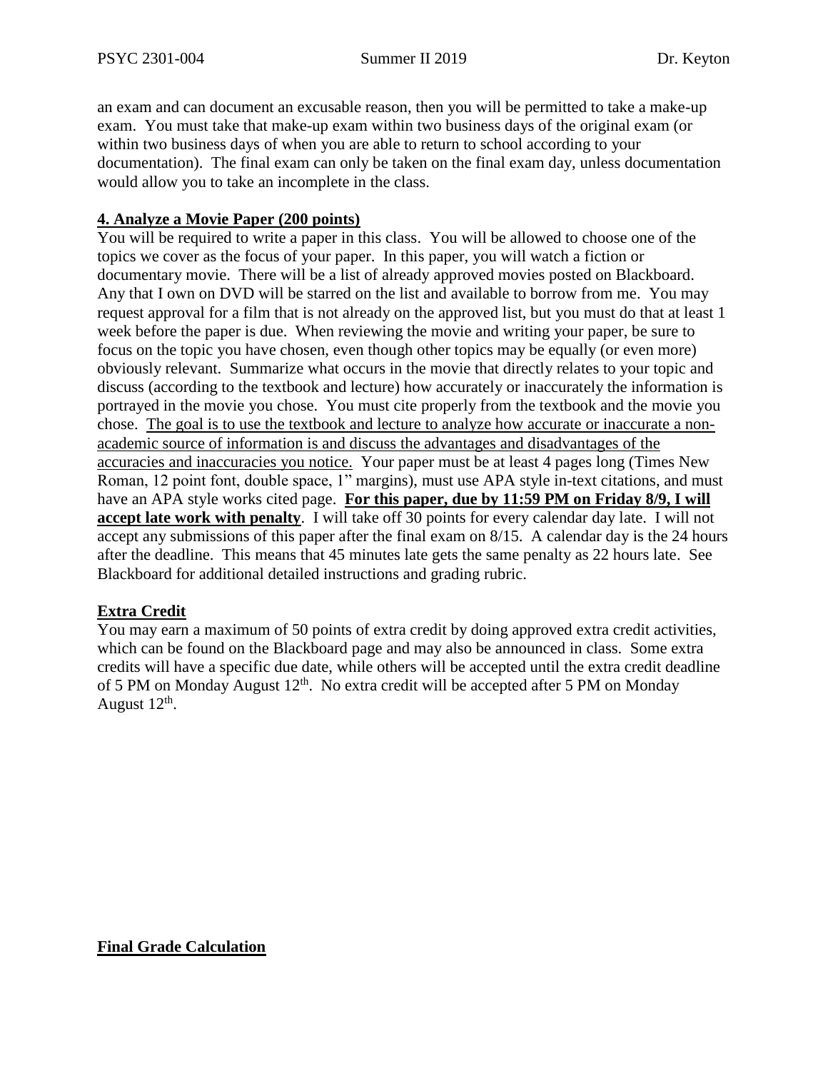an exam and can document an excusable reason, then you will be permitted to take a make-up exam. You must take that make-up exam within two business days of the original exam (or within two business days of when you are able to return to school according to your documentation). The final exam can only be taken on the final exam day, unless documentation would allow you to take an incomplete in the class.

**4. Analyze a Movie Paper (200 points)**

You will be required to write a paper in this class. You will be allowed to choose one of the topics we cover as the focus of your paper. In this paper, you will watch a fiction or documentary movie. There will be a list of already approved movies posted on Blackboard. Any that I own on DVD will be starred on the list and available to borrow from me. You may request approval for a film that is not already on the approved list, but you must do that at least 1 week before the paper is due. When reviewing the movie and writing your paper, be sure to focus on the topic you have chosen, even though other topics may be equally (or even more) obviously relevant. Summarize what occurs in the movie that directly relates to your topic and discuss (according to the textbook and lecture) how accurately or inaccurately the information is portrayed in the movie you chose. You must cite properly from the textbook and the movie you chose. The goal is to use the textbook and lecture to analyze how accurate or inaccurate a non-academic source of information is and discuss the advantages and disadvantages of the accuracies and inaccuracies you notice. Your paper must be at least 4 pages long (Times New Roman, 12 point font, double space, 1" margins), must use APA style in-text citations, and must have an APA style works cited page. **For this paper, due by 11:59 PM on Friday 8/9, I will accept late work with penalty**. I will take off 30 points for every calendar day late. I will not accept any submissions of this paper after the final exam on 8/15. A calendar day is the 24 hours after the deadline. This means that 45 minutes late gets the same penalty as 22 hours late. See Blackboard for additional detailed instructions and grading rubric.

**Extra Credit**

You may earn a maximum of 50 points of extra credit by doing approved extra credit activities, which can be found on the Blackboard page and may also be announced in class. Some extra credits will have a specific due date, while others will be accepted until the extra credit deadline of 5 PM on Monday August 12th. No extra credit will be accepted after 5 PM on Monday August 12th.

**Final Grade Calculation**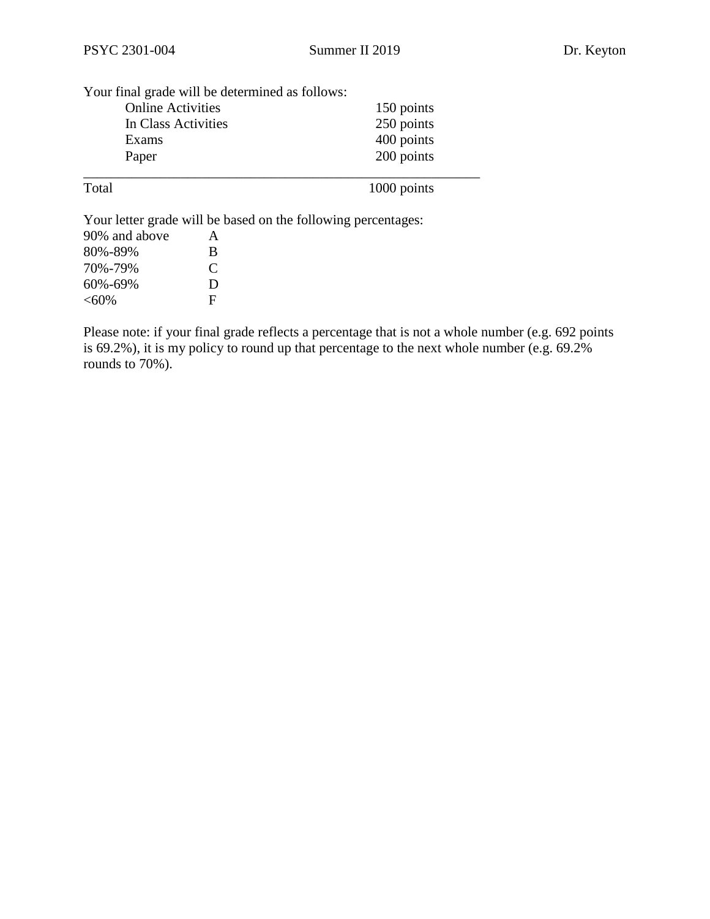Your final grade will be determined as follows:

| | |
|---|---|
| Online Activities | 150 points |
| In Class Activities | 250 points |
| Exams | 400 points |
| Paper | 200 points |
| Total | 1000 points |

Your letter grade will be based on the following percentages:

| | |
|---|---|
| 90% and above | A |
| 80%-89% | B |
| 70%-79% | C |
| 60%-69% | D |
| <60% | F |

Please note: if your final grade reflects a percentage that is not a whole number (e.g. 692 points is 69.2%), it is my policy to round up that percentage to the next whole number (e.g. 69.2% rounds to 70%).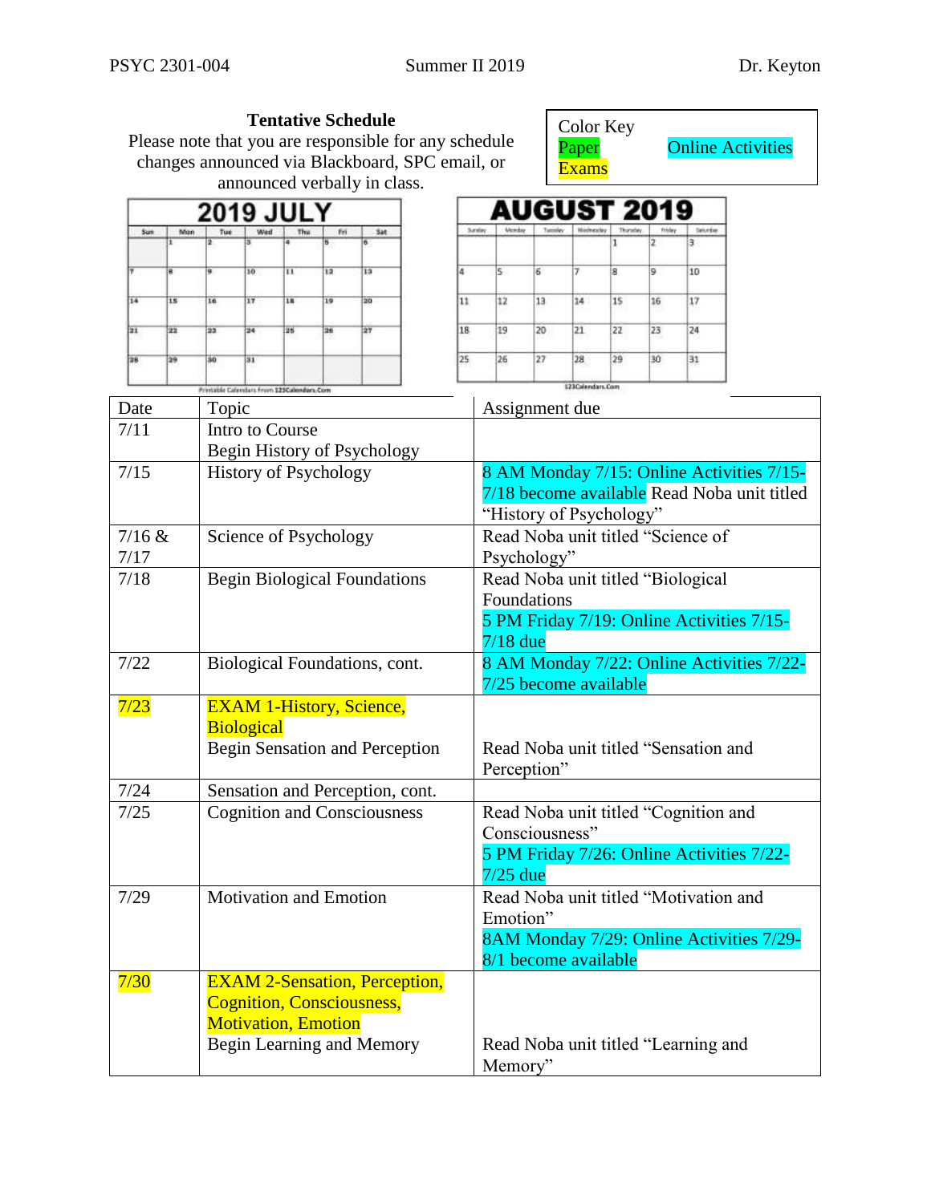PSYC 2301-004 Summer II 2019 Dr. Keyton

**Tentative Schedule**

Please note that you are responsible for any schedule changes announced via Blackboard, SPC email, or announced verbally in class.

Color Key
Paper Exams — Online Activities

**2019 JULY**

| Sun | Mon | Tue | Wed | Thu | Fri | Sat |
|---|---|---|---|---|---|---|
| | 1 | 2 | 3 | 4 | 5 | 6 |
| 7 | 8 | 9 | 10 | 11 | 12 | 13 |
| 14 | 15 | 16 | 17 | 18 | 19 | 20 |
| 21 | 22 | 23 | 24 | 25 | 26 | 27 |
| 28 | 29 | 30 | 31 | | | |

Printable Calendars from 123Calendars.Com

**AUGUST 2019**

| Sunday | Monday | Tuesday | Wednesday | Thursday | Friday | Saturday |
|---|---|---|---|---|---|---|
| | | | | 1 | 2 | 3 |
| 4 | 5 | 6 | 7 | 8 | 9 | 10 |
| 11 | 12 | 13 | 14 | 15 | 16 | 17 |
| 18 | 19 | 20 | 21 | 22 | 23 | 24 |
| 25 | 26 | 27 | 28 | 29 | 30 | 31 |

123Calendars.Com

| Date | Topic | Assignment due |
|---|---|---|
| 7/11 | Intro to Course<br>Begin History of Psychology | |
| 7/15 | History of Psychology | 8 AM Monday 7/15: Online Activities 7/15-7/18 become available Read Noba unit titled "History of Psychology" |
| 7/16 & 7/17 | Science of Psychology | Read Noba unit titled "Science of Psychology" |
| 7/18 | Begin Biological Foundations | Read Noba unit titled "Biological Foundations<br>5 PM Friday 7/19: Online Activities 7/15-7/18 due |
| 7/22 | Biological Foundations, cont. | 8 AM Monday 7/22: Online Activities 7/22-7/25 become available |
| 7/23 | EXAM 1-History, Science, Biological<br>Begin Sensation and Perception | Read Noba unit titled "Sensation and Perception" |
| 7/24 | Sensation and Perception, cont. | |
| 7/25 | Cognition and Consciousness | Read Noba unit titled "Cognition and Consciousness"<br>5 PM Friday 7/26: Online Activities 7/22-7/25 due |
| 7/29 | Motivation and Emotion | Read Noba unit titled "Motivation and Emotion"<br>8AM Monday 7/29: Online Activities 7/29-8/1 become available |
| 7/30 | EXAM 2-Sensation, Perception, Cognition, Consciousness, Motivation, Emotion<br>Begin Learning and Memory | Read Noba unit titled "Learning and Memory" |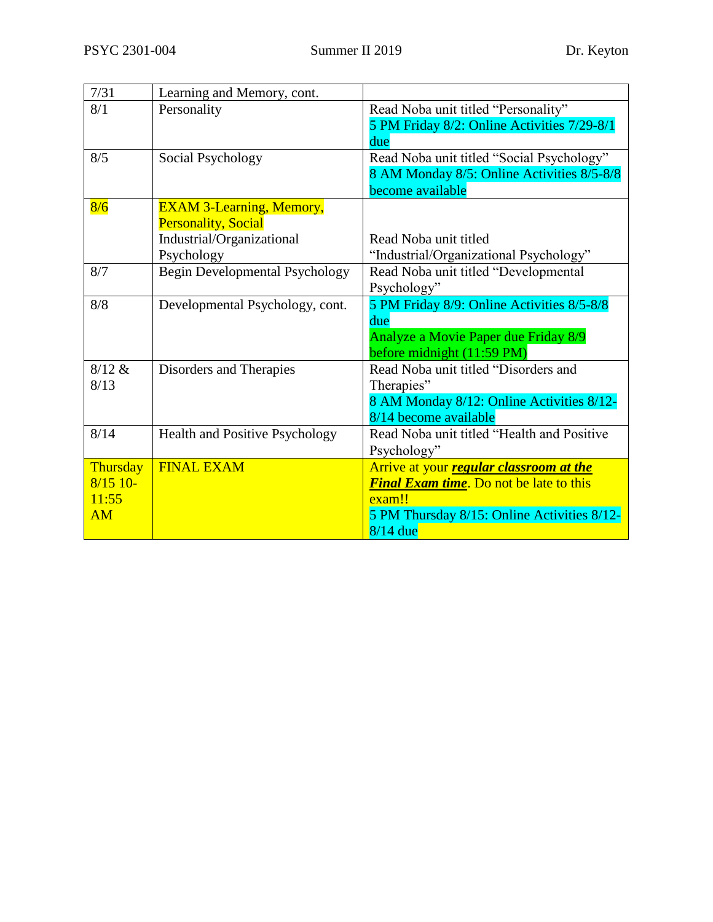| | | |
|---|---|---|
| 7/31 | Learning and Memory, cont. | |
| 8/1 | Personality | Read Noba unit titled "Personality"<br>5 PM Friday 8/2: Online Activities 7/29-8/1 due |
| 8/5 | Social Psychology | Read Noba unit titled "Social Psychology"<br>8 AM Monday 8/5: Online Activities 8/5-8/8 become available |
| 8/6 | EXAM 3-Learning, Memory, Personality, Social<br>Industrial/Organizational Psychology | Read Noba unit titled "Industrial/Organizational Psychology" |
| 8/7 | Begin Developmental Psychology | Read Noba unit titled "Developmental Psychology" |
| 8/8 | Developmental Psychology, cont. | 5 PM Friday 8/9: Online Activities 8/5-8/8 due<br>Analyze a Movie Paper due Friday 8/9 before midnight (11:59 PM) |
| 8/12 & 8/13 | Disorders and Therapies | Read Noba unit titled "Disorders and Therapies"<br>8 AM Monday 8/12: Online Activities 8/12-8/14 become available |
| 8/14 | Health and Positive Psychology | Read Noba unit titled "Health and Positive Psychology" |
| Thursday 8/15 10-11:55 AM | FINAL EXAM | Arrive at your ***regular classroom at the Final Exam time***. Do not be late to this exam!!<br>5 PM Thursday 8/15: Online Activities 8/12-8/14 due |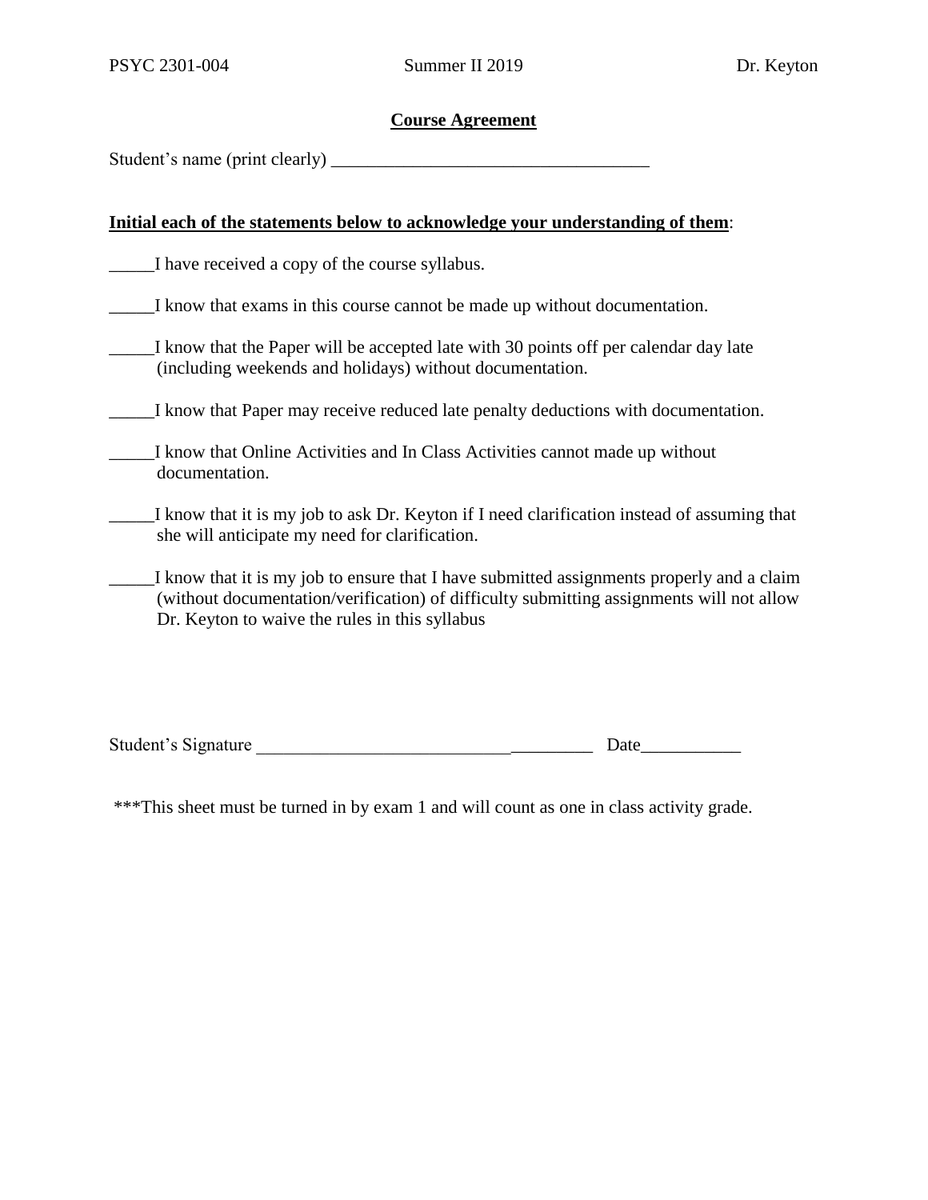PSYC 2301-004 Summer II 2019 Dr. Keyton

## Course Agreement

Student's name (print clearly) ___________________________________

**Initial each of the statements below to acknowledge your understanding of them**:

_____I have received a copy of the course syllabus.

_____I know that exams in this course cannot be made up without documentation.

_____I know that the Paper will be accepted late with 30 points off per calendar day late (including weekends and holidays) without documentation.

_____I know that Paper may receive reduced late penalty deductions with documentation.

_____I know that Online Activities and In Class Activities cannot made up without documentation.

_____I know that it is my job to ask Dr. Keyton if I need clarification instead of assuming that she will anticipate my need for clarification.

_____I know that it is my job to ensure that I have submitted assignments properly and a claim (without documentation/verification) of difficulty submitting assignments will not allow Dr. Keyton to waive the rules in this syllabus

Student's Signature _____________________________________ Date___________

***This sheet must be turned in by exam 1 and will count as one in class activity grade.